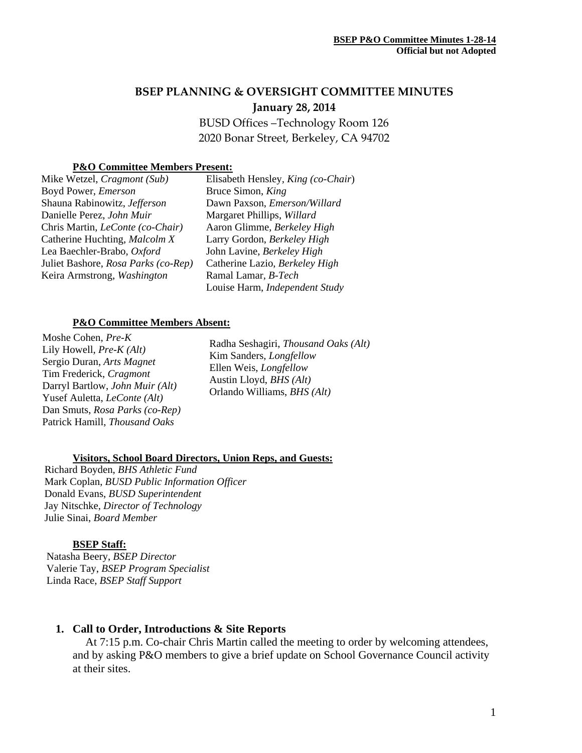# BSEP PLANNING & OVERSIGHT COMMITTEE MINUTES

**January 28, 2014**

BUSD Offices –Technology Room 126
2020 Bonar Street, Berkeley, CA 94702

### P&O Committee Members Present:

Mike Wetzel, *Cragmont (Sub)*
Boyd Power, *Emerson*
Shauna Rabinowitz, *Jefferson*
Danielle Perez, *John Muir*
Chris Martin, *LeConte (co-Chair)*
Catherine Huchting, *Malcolm X*
Lea Baechler-Brabo, *Oxford*
Juliet Bashore, *Rosa Parks (co-Rep)*
Keira Armstrong, *Washington*
Elisabeth Hensley, *King (co-Chair)*
Bruce Simon, *King*
Dawn Paxson, *Emerson/Willard*
Margaret Phillips, *Willard*
Aaron Glimme, *Berkeley High*
Larry Gordon, *Berkeley High*
John Lavine, *Berkeley High*
Catherine Lazio, *Berkeley High*
Ramal Lamar, *B-Tech*
Louise Harm, *Independent Study*

### P&O Committee Members Absent:

Moshe Cohen, *Pre-K*
Lily Howell, *Pre-K (Alt)*
Sergio Duran, *Arts Magnet*
Tim Frederick, *Cragmont*
Darryl Bartlow, *John Muir (Alt)*
Yusef Auletta, *LeConte (Alt)*
Dan Smuts, *Rosa Parks (co-Rep)*
Patrick Hamill, *Thousand Oaks*
Radha Seshagiri, *Thousand Oaks (Alt)*
Kim Sanders, *Longfellow*
Ellen Weis, *Longfellow*
Austin Lloyd, *BHS (Alt)*
Orlando Williams, *BHS (Alt)*

### Visitors, School Board Directors, Union Reps, and Guests:

Richard Boyden, *BHS Athletic Fund*
Mark Coplan, *BUSD Public Information Officer*
Donald Evans, *BUSD Superintendent*
Jay Nitschke, *Director of Technology*
Julie Sinai, *Board Member*

### BSEP Staff:

Natasha Beery, *BSEP Director*
Valerie Tay, *BSEP Program Specialist*
Linda Race, *BSEP Staff Support*

## 1. Call to Order, Introductions & Site Reports

At 7:15 p.m. Co-chair Chris Martin called the meeting to order by welcoming attendees, and by asking P&O members to give a brief update on School Governance Council activity at their sites.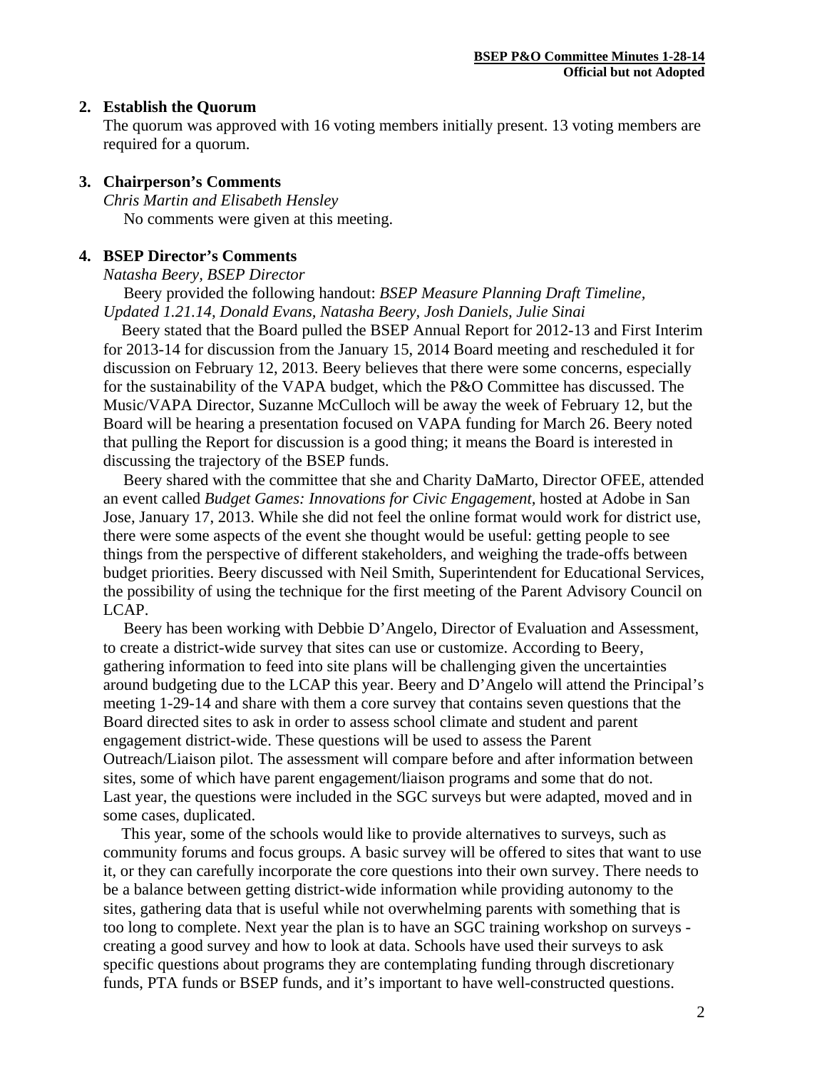## 2. Establish the Quorum

The quorum was approved with 16 voting members initially present. 13 voting members are required for a quorum.

## 3. Chairperson's Comments

*Chris Martin and Elisabeth Hensley*

No comments were given at this meeting.

## 4. BSEP Director's Comments

*Natasha Beery, BSEP Director*

Beery provided the following handout: *BSEP Measure Planning Draft Timeline, Updated 1.21.14, Donald Evans, Natasha Beery, Josh Daniels, Julie Sinai*

Beery stated that the Board pulled the BSEP Annual Report for 2012-13 and First Interim for 2013-14 for discussion from the January 15, 2014 Board meeting and rescheduled it for discussion on February 12, 2013. Beery believes that there were some concerns, especially for the sustainability of the VAPA budget, which the P&O Committee has discussed. The Music/VAPA Director, Suzanne McCulloch will be away the week of February 12, but the Board will be hearing a presentation focused on VAPA funding for March 26. Beery noted that pulling the Report for discussion is a good thing; it means the Board is interested in discussing the trajectory of the BSEP funds.

Beery shared with the committee that she and Charity DaMarto, Director OFEE, attended an event called *Budget Games: Innovations for Civic Engagement*, hosted at Adobe in San Jose, January 17, 2013. While she did not feel the online format would work for district use, there were some aspects of the event she thought would be useful: getting people to see things from the perspective of different stakeholders, and weighing the trade-offs between budget priorities. Beery discussed with Neil Smith, Superintendent for Educational Services, the possibility of using the technique for the first meeting of the Parent Advisory Council on LCAP.

Beery has been working with Debbie D'Angelo, Director of Evaluation and Assessment, to create a district-wide survey that sites can use or customize. According to Beery, gathering information to feed into site plans will be challenging given the uncertainties around budgeting due to the LCAP this year. Beery and D'Angelo will attend the Principal's meeting 1-29-14 and share with them a core survey that contains seven questions that the Board directed sites to ask in order to assess school climate and student and parent engagement district-wide. These questions will be used to assess the Parent Outreach/Liaison pilot. The assessment will compare before and after information between sites, some of which have parent engagement/liaison programs and some that do not. Last year, the questions were included in the SGC surveys but were adapted, moved and in some cases, duplicated.

This year, some of the schools would like to provide alternatives to surveys, such as community forums and focus groups. A basic survey will be offered to sites that want to use it, or they can carefully incorporate the core questions into their own survey. There needs to be a balance between getting district-wide information while providing autonomy to the sites, gathering data that is useful while not overwhelming parents with something that is too long to complete. Next year the plan is to have an SGC training workshop on surveys - creating a good survey and how to look at data. Schools have used their surveys to ask specific questions about programs they are contemplating funding through discretionary funds, PTA funds or BSEP funds, and it's important to have well-constructed questions.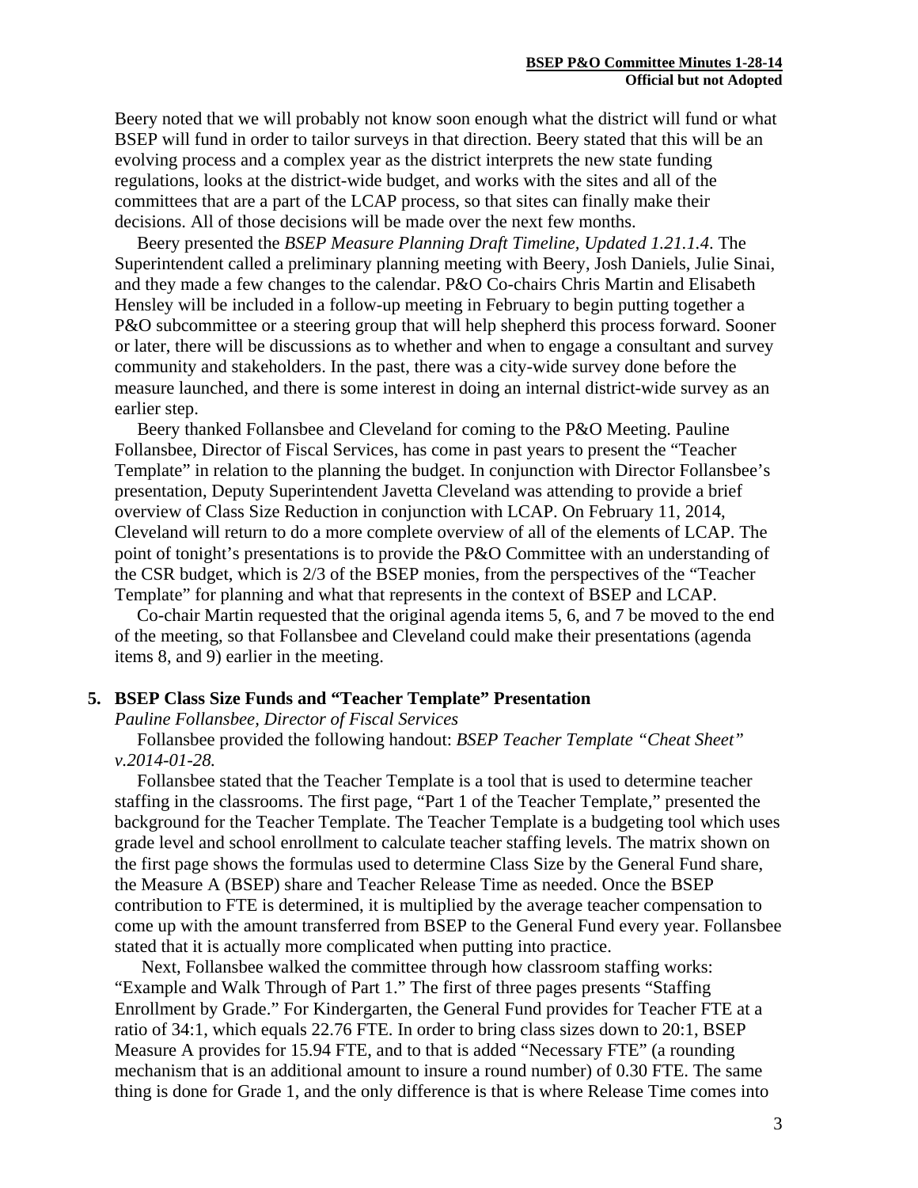Beery noted that we will probably not know soon enough what the district will fund or what BSEP will fund in order to tailor surveys in that direction. Beery stated that this will be an evolving process and a complex year as the district interprets the new state funding regulations, looks at the district-wide budget, and works with the sites and all of the committees that are a part of the LCAP process, so that sites can finally make their decisions. All of those decisions will be made over the next few months.

Beery presented the *BSEP Measure Planning Draft Timeline, Updated 1.21.1.4*. The Superintendent called a preliminary planning meeting with Beery, Josh Daniels, Julie Sinai, and they made a few changes to the calendar. P&O Co-chairs Chris Martin and Elisabeth Hensley will be included in a follow-up meeting in February to begin putting together a P&O subcommittee or a steering group that will help shepherd this process forward. Sooner or later, there will be discussions as to whether and when to engage a consultant and survey community and stakeholders. In the past, there was a city-wide survey done before the measure launched, and there is some interest in doing an internal district-wide survey as an earlier step.

Beery thanked Follansbee and Cleveland for coming to the P&O Meeting. Pauline Follansbee, Director of Fiscal Services, has come in past years to present the "Teacher Template" in relation to the planning the budget. In conjunction with Director Follansbee's presentation, Deputy Superintendent Javetta Cleveland was attending to provide a brief overview of Class Size Reduction in conjunction with LCAP. On February 11, 2014, Cleveland will return to do a more complete overview of all of the elements of LCAP. The point of tonight's presentations is to provide the P&O Committee with an understanding of the CSR budget, which is 2/3 of the BSEP monies, from the perspectives of the "Teacher Template" for planning and what that represents in the context of BSEP and LCAP.

Co-chair Martin requested that the original agenda items 5, 6, and 7 be moved to the end of the meeting, so that Follansbee and Cleveland could make their presentations (agenda items 8, and 9) earlier in the meeting.

**5. BSEP Class Size Funds and "Teacher Template" Presentation**

*Pauline Follansbee, Director of Fiscal Services*

Follansbee provided the following handout: *BSEP Teacher Template "Cheat Sheet" v.2014-01-28.*

Follansbee stated that the Teacher Template is a tool that is used to determine teacher staffing in the classrooms. The first page, "Part 1 of the Teacher Template," presented the background for the Teacher Template. The Teacher Template is a budgeting tool which uses grade level and school enrollment to calculate teacher staffing levels. The matrix shown on the first page shows the formulas used to determine Class Size by the General Fund share, the Measure A (BSEP) share and Teacher Release Time as needed. Once the BSEP contribution to FTE is determined, it is multiplied by the average teacher compensation to come up with the amount transferred from BSEP to the General Fund every year. Follansbee stated that it is actually more complicated when putting into practice.

Next, Follansbee walked the committee through how classroom staffing works: "Example and Walk Through of Part 1." The first of three pages presents "Staffing Enrollment by Grade." For Kindergarten, the General Fund provides for Teacher FTE at a ratio of 34:1, which equals 22.76 FTE. In order to bring class sizes down to 20:1, BSEP Measure A provides for 15.94 FTE, and to that is added "Necessary FTE" (a rounding mechanism that is an additional amount to insure a round number) of 0.30 FTE. The same thing is done for Grade 1, and the only difference is that is where Release Time comes into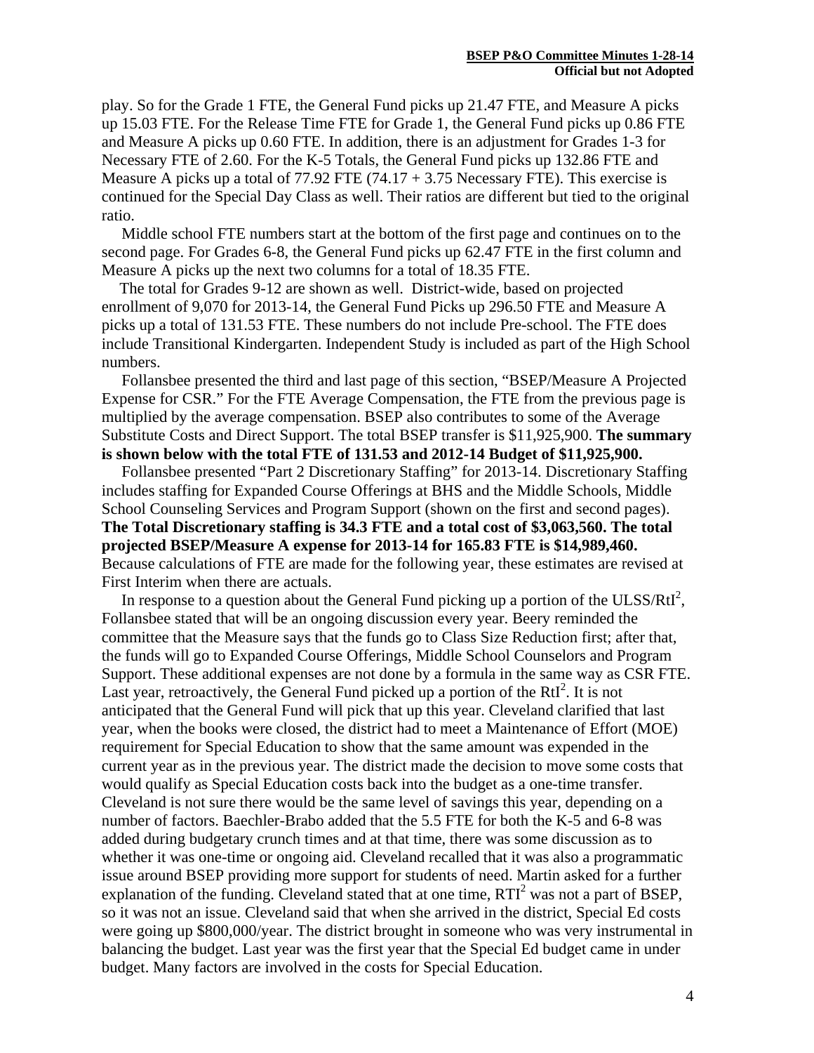play. So for the Grade 1 FTE, the General Fund picks up 21.47 FTE, and Measure A picks up 15.03 FTE. For the Release Time FTE for Grade 1, the General Fund picks up 0.86 FTE and Measure A picks up 0.60 FTE. In addition, there is an adjustment for Grades 1-3 for Necessary FTE of 2.60. For the K-5 Totals, the General Fund picks up 132.86 FTE and Measure A picks up a total of 77.92 FTE (74.17 + 3.75 Necessary FTE). This exercise is continued for the Special Day Class as well. Their ratios are different but tied to the original ratio.

Middle school FTE numbers start at the bottom of the first page and continues on to the second page. For Grades 6-8, the General Fund picks up 62.47 FTE in the first column and Measure A picks up the next two columns for a total of 18.35 FTE.

The total for Grades 9-12 are shown as well. District-wide, based on projected enrollment of 9,070 for 2013-14, the General Fund Picks up 296.50 FTE and Measure A picks up a total of 131.53 FTE. These numbers do not include Pre-school. The FTE does include Transitional Kindergarten. Independent Study is included as part of the High School numbers.

Follansbee presented the third and last page of this section, "BSEP/Measure A Projected Expense for CSR." For the FTE Average Compensation, the FTE from the previous page is multiplied by the average compensation. BSEP also contributes to some of the Average Substitute Costs and Direct Support. The total BSEP transfer is $11,925,900. **The summary is shown below with the total FTE of 131.53 and 2012-14 Budget of $11,925,900.**

Follansbee presented "Part 2 Discretionary Staffing" for 2013-14. Discretionary Staffing includes staffing for Expanded Course Offerings at BHS and the Middle Schools, Middle School Counseling Services and Program Support (shown on the first and second pages). **The Total Discretionary staffing is 34.3 FTE and a total cost of $3,063,560. The total projected BSEP/Measure A expense for 2013-14 for 165.83 FTE is $14,989,460.** Because calculations of FTE are made for the following year, these estimates are revised at First Interim when there are actuals.

In response to a question about the General Fund picking up a portion of the ULSS/RtI², Follansbee stated that will be an ongoing discussion every year. Beery reminded the committee that the Measure says that the funds go to Class Size Reduction first; after that, the funds will go to Expanded Course Offerings, Middle School Counselors and Program Support. These additional expenses are not done by a formula in the same way as CSR FTE. Last year, retroactively, the General Fund picked up a portion of the RtI². It is not anticipated that the General Fund will pick that up this year. Cleveland clarified that last year, when the books were closed, the district had to meet a Maintenance of Effort (MOE) requirement for Special Education to show that the same amount was expended in the current year as in the previous year. The district made the decision to move some costs that would qualify as Special Education costs back into the budget as a one-time transfer. Cleveland is not sure there would be the same level of savings this year, depending on a number of factors. Baechler-Brabo added that the 5.5 FTE for both the K-5 and 6-8 was added during budgetary crunch times and at that time, there was some discussion as to whether it was one-time or ongoing aid. Cleveland recalled that it was also a programmatic issue around BSEP providing more support for students of need. Martin asked for a further explanation of the funding. Cleveland stated that at one time, RTI² was not a part of BSEP, so it was not an issue. Cleveland said that when she arrived in the district, Special Ed costs were going up $800,000/year. The district brought in someone who was very instrumental in balancing the budget. Last year was the first year that the Special Ed budget came in under budget. Many factors are involved in the costs for Special Education.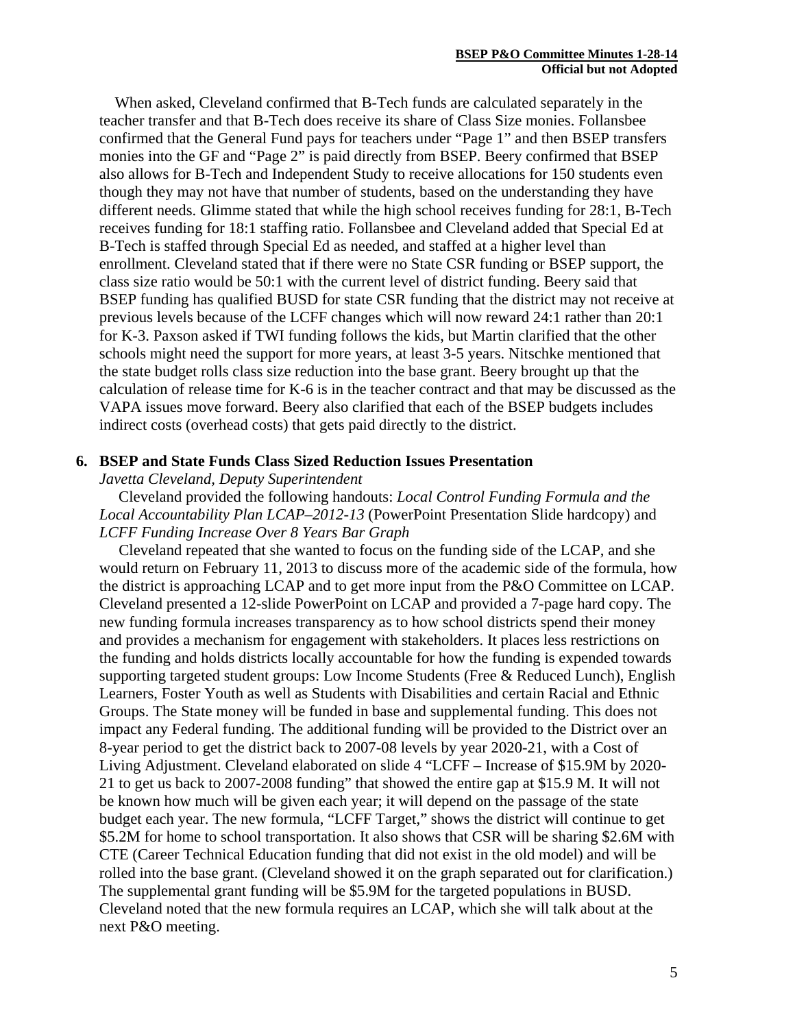When asked, Cleveland confirmed that B-Tech funds are calculated separately in the teacher transfer and that B-Tech does receive its share of Class Size monies. Follansbee confirmed that the General Fund pays for teachers under "Page 1" and then BSEP transfers monies into the GF and "Page 2" is paid directly from BSEP. Beery confirmed that BSEP also allows for B-Tech and Independent Study to receive allocations for 150 students even though they may not have that number of students, based on the understanding they have different needs. Glimme stated that while the high school receives funding for 28:1, B-Tech receives funding for 18:1 staffing ratio. Follansbee and Cleveland added that Special Ed at B-Tech is staffed through Special Ed as needed, and staffed at a higher level than enrollment. Cleveland stated that if there were no State CSR funding or BSEP support, the class size ratio would be 50:1 with the current level of district funding. Beery said that BSEP funding has qualified BUSD for state CSR funding that the district may not receive at previous levels because of the LCFF changes which will now reward 24:1 rather than 20:1 for K-3. Paxson asked if TWI funding follows the kids, but Martin clarified that the other schools might need the support for more years, at least 3-5 years. Nitschke mentioned that the state budget rolls class size reduction into the base grant. Beery brought up that the calculation of release time for K-6 is in the teacher contract and that may be discussed as the VAPA issues move forward. Beery also clarified that each of the BSEP budgets includes indirect costs (overhead costs) that gets paid directly to the district.

**6. BSEP and State Funds Class Sized Reduction Issues Presentation**

*Javetta Cleveland, Deputy Superintendent*

Cleveland provided the following handouts: *Local Control Funding Formula and the Local Accountability Plan LCAP–2012-13* (PowerPoint Presentation Slide hardcopy) and *LCFF Funding Increase Over 8 Years Bar Graph*

Cleveland repeated that she wanted to focus on the funding side of the LCAP, and she would return on February 11, 2013 to discuss more of the academic side of the formula, how the district is approaching LCAP and to get more input from the P&O Committee on LCAP. Cleveland presented a 12-slide PowerPoint on LCAP and provided a 7-page hard copy. The new funding formula increases transparency as to how school districts spend their money and provides a mechanism for engagement with stakeholders. It places less restrictions on the funding and holds districts locally accountable for how the funding is expended towards supporting targeted student groups: Low Income Students (Free & Reduced Lunch), English Learners, Foster Youth as well as Students with Disabilities and certain Racial and Ethnic Groups. The State money will be funded in base and supplemental funding. This does not impact any Federal funding. The additional funding will be provided to the District over an 8-year period to get the district back to 2007-08 levels by year 2020-21, with a Cost of Living Adjustment. Cleveland elaborated on slide 4 "LCFF – Increase of $15.9M by 2020-21 to get us back to 2007-2008 funding" that showed the entire gap at $15.9 M. It will not be known how much will be given each year; it will depend on the passage of the state budget each year. The new formula, "LCFF Target," shows the district will continue to get $5.2M for home to school transportation. It also shows that CSR will be sharing $2.6M with CTE (Career Technical Education funding that did not exist in the old model) and will be rolled into the base grant. (Cleveland showed it on the graph separated out for clarification.) The supplemental grant funding will be $5.9M for the targeted populations in BUSD. Cleveland noted that the new formula requires an LCAP, which she will talk about at the next P&O meeting.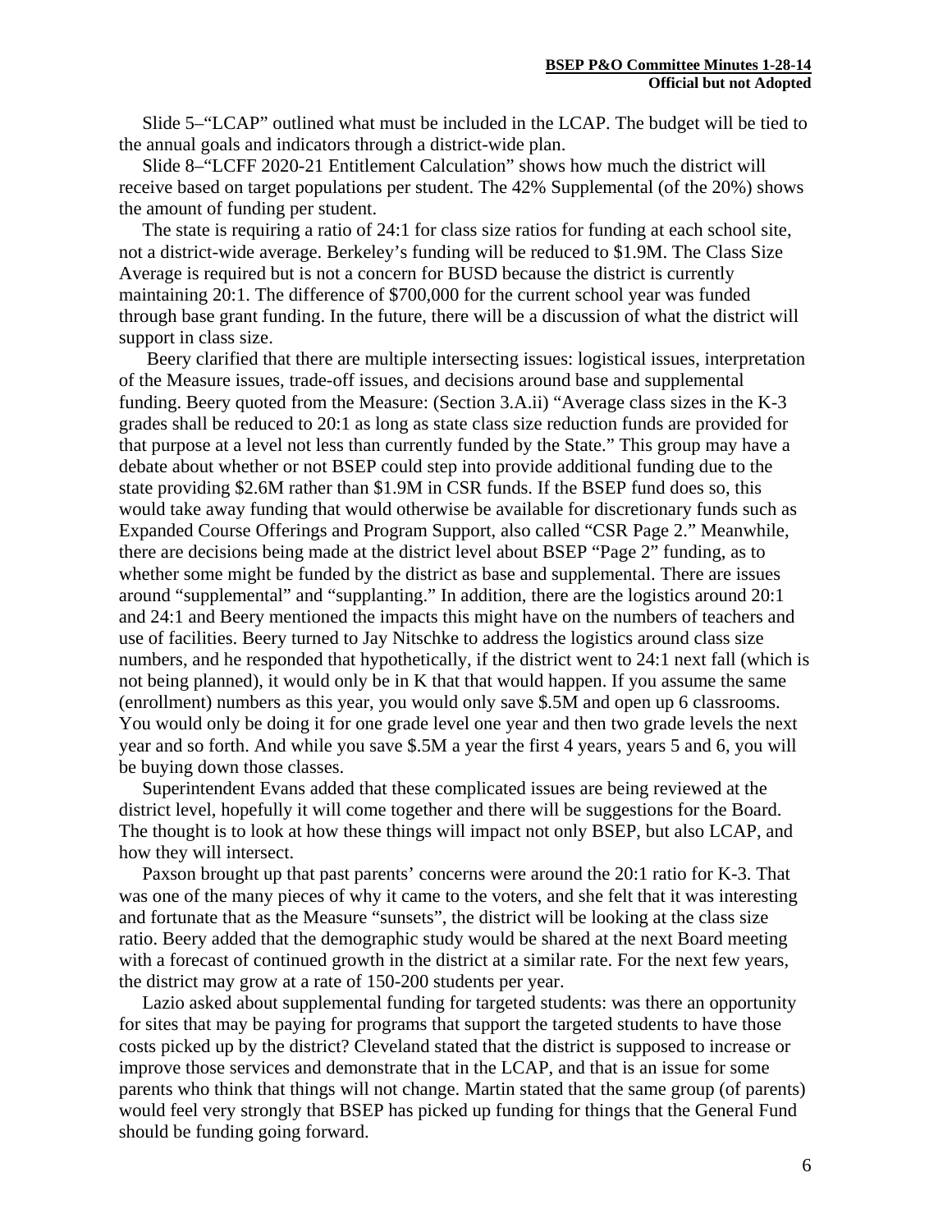Slide 5–"LCAP" outlined what must be included in the LCAP. The budget will be tied to the annual goals and indicators through a district-wide plan.

Slide 8–"LCFF 2020-21 Entitlement Calculation" shows how much the district will receive based on target populations per student. The 42% Supplemental (of the 20%) shows the amount of funding per student.

The state is requiring a ratio of 24:1 for class size ratios for funding at each school site, not a district-wide average. Berkeley's funding will be reduced to $1.9M. The Class Size Average is required but is not a concern for BUSD because the district is currently maintaining 20:1. The difference of $700,000 for the current school year was funded through base grant funding. In the future, there will be a discussion of what the district will support in class size.

Beery clarified that there are multiple intersecting issues: logistical issues, interpretation of the Measure issues, trade-off issues, and decisions around base and supplemental funding. Beery quoted from the Measure: (Section 3.A.ii) "Average class sizes in the K-3 grades shall be reduced to 20:1 as long as state class size reduction funds are provided for that purpose at a level not less than currently funded by the State." This group may have a debate about whether or not BSEP could step into provide additional funding due to the state providing $2.6M rather than $1.9M in CSR funds. If the BSEP fund does so, this would take away funding that would otherwise be available for discretionary funds such as Expanded Course Offerings and Program Support, also called "CSR Page 2." Meanwhile, there are decisions being made at the district level about BSEP "Page 2" funding, as to whether some might be funded by the district as base and supplemental. There are issues around "supplemental" and "supplanting." In addition, there are the logistics around 20:1 and 24:1 and Beery mentioned the impacts this might have on the numbers of teachers and use of facilities. Beery turned to Jay Nitschke to address the logistics around class size numbers, and he responded that hypothetically, if the district went to 24:1 next fall (which is not being planned), it would only be in K that that would happen. If you assume the same (enrollment) numbers as this year, you would only save $.5M and open up 6 classrooms. You would only be doing it for one grade level one year and then two grade levels the next year and so forth. And while you save $.5M a year the first 4 years, years 5 and 6, you will be buying down those classes.

Superintendent Evans added that these complicated issues are being reviewed at the district level, hopefully it will come together and there will be suggestions for the Board. The thought is to look at how these things will impact not only BSEP, but also LCAP, and how they will intersect.

Paxson brought up that past parents' concerns were around the 20:1 ratio for K-3. That was one of the many pieces of why it came to the voters, and she felt that it was interesting and fortunate that as the Measure "sunsets", the district will be looking at the class size ratio. Beery added that the demographic study would be shared at the next Board meeting with a forecast of continued growth in the district at a similar rate. For the next few years, the district may grow at a rate of 150-200 students per year.

Lazio asked about supplemental funding for targeted students: was there an opportunity for sites that may be paying for programs that support the targeted students to have those costs picked up by the district? Cleveland stated that the district is supposed to increase or improve those services and demonstrate that in the LCAP, and that is an issue for some parents who think that things will not change. Martin stated that the same group (of parents) would feel very strongly that BSEP has picked up funding for things that the General Fund should be funding going forward.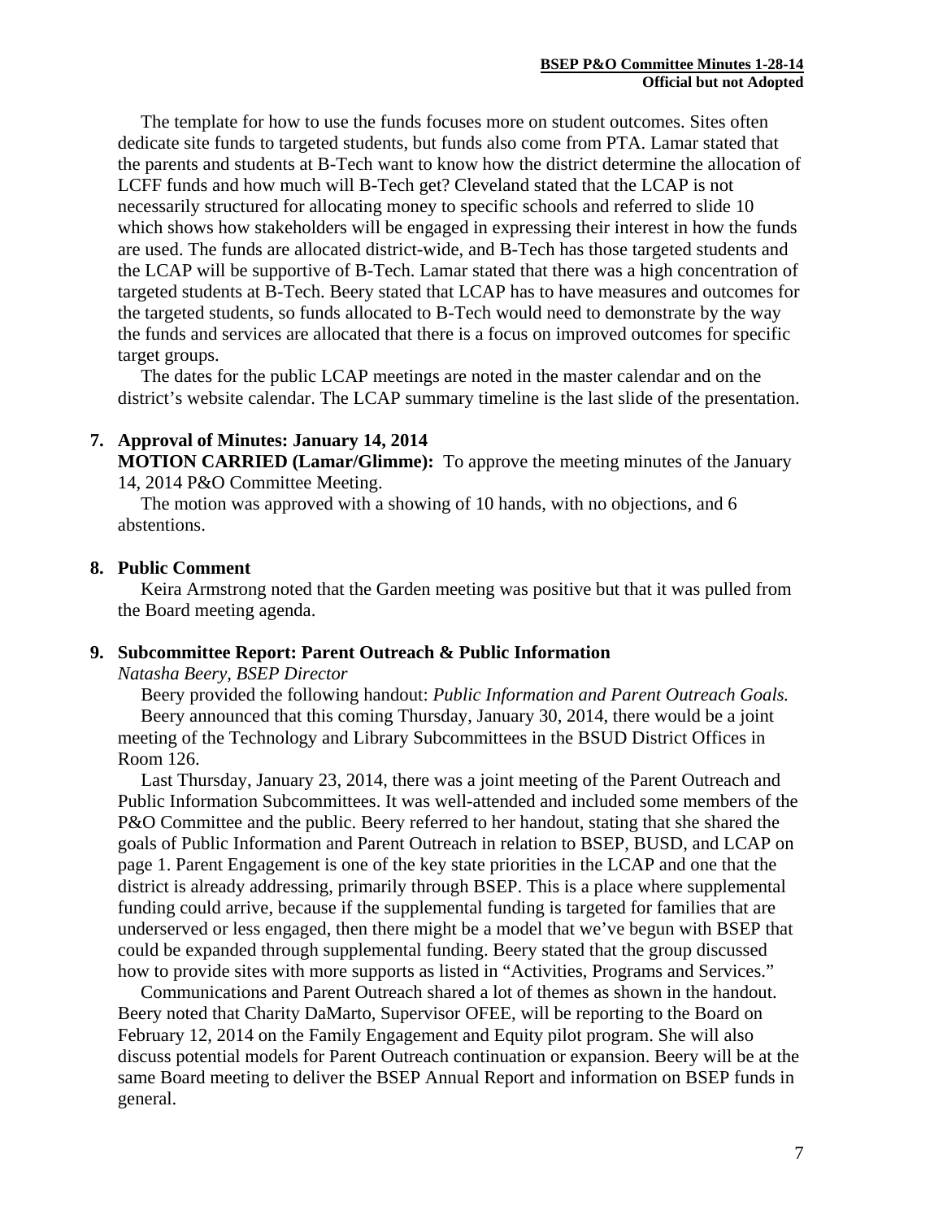The template for how to use the funds focuses more on student outcomes. Sites often dedicate site funds to targeted students, but funds also come from PTA. Lamar stated that the parents and students at B-Tech want to know how the district determine the allocation of LCFF funds and how much will B-Tech get? Cleveland stated that the LCAP is not necessarily structured for allocating money to specific schools and referred to slide 10 which shows how stakeholders will be engaged in expressing their interest in how the funds are used. The funds are allocated district-wide, and B-Tech has those targeted students and the LCAP will be supportive of B-Tech. Lamar stated that there was a high concentration of targeted students at B-Tech. Beery stated that LCAP has to have measures and outcomes for the targeted students, so funds allocated to B-Tech would need to demonstrate by the way the funds and services are allocated that there is a focus on improved outcomes for specific target groups.

The dates for the public LCAP meetings are noted in the master calendar and on the district's website calendar. The LCAP summary timeline is the last slide of the presentation.

**7. Approval of Minutes: January 14, 2014**

**MOTION CARRIED (Lamar/Glimme):** To approve the meeting minutes of the January 14, 2014 P&O Committee Meeting.

The motion was approved with a showing of 10 hands, with no objections, and 6 abstentions.

**8. Public Comment**

Keira Armstrong noted that the Garden meeting was positive but that it was pulled from the Board meeting agenda.

**9. Subcommittee Report: Parent Outreach & Public Information**

*Natasha Beery, BSEP Director*

Beery provided the following handout: *Public Information and Parent Outreach Goals.*

Beery announced that this coming Thursday, January 30, 2014, there would be a joint meeting of the Technology and Library Subcommittees in the BSUD District Offices in Room 126.

Last Thursday, January 23, 2014, there was a joint meeting of the Parent Outreach and Public Information Subcommittees. It was well-attended and included some members of the P&O Committee and the public. Beery referred to her handout, stating that she shared the goals of Public Information and Parent Outreach in relation to BSEP, BUSD, and LCAP on page 1. Parent Engagement is one of the key state priorities in the LCAP and one that the district is already addressing, primarily through BSEP. This is a place where supplemental funding could arrive, because if the supplemental funding is targeted for families that are underserved or less engaged, then there might be a model that we've begun with BSEP that could be expanded through supplemental funding. Beery stated that the group discussed how to provide sites with more supports as listed in "Activities, Programs and Services."

Communications and Parent Outreach shared a lot of themes as shown in the handout. Beery noted that Charity DaMarto, Supervisor OFEE, will be reporting to the Board on February 12, 2014 on the Family Engagement and Equity pilot program. She will also discuss potential models for Parent Outreach continuation or expansion. Beery will be at the same Board meeting to deliver the BSEP Annual Report and information on BSEP funds in general.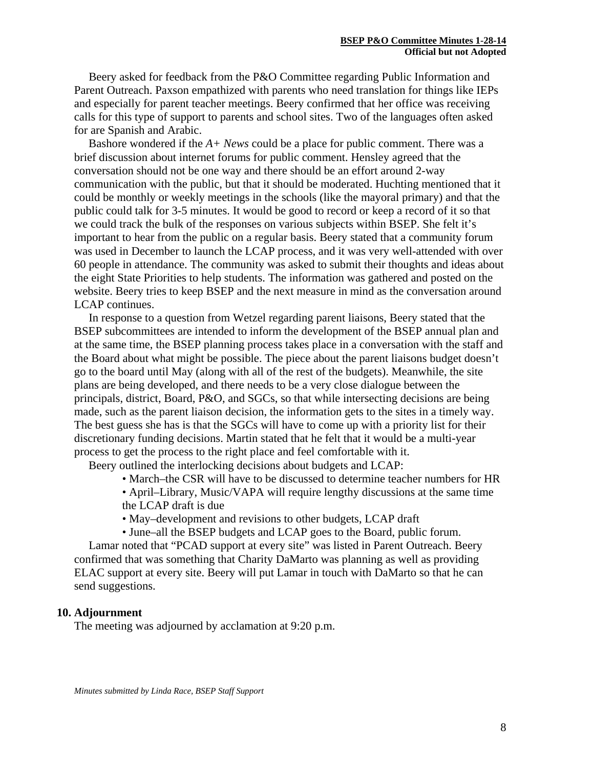Beery asked for feedback from the P&O Committee regarding Public Information and Parent Outreach. Paxson empathized with parents who need translation for things like IEPs and especially for parent teacher meetings. Beery confirmed that her office was receiving calls for this type of support to parents and school sites. Two of the languages often asked for are Spanish and Arabic.

Bashore wondered if the *A+ News* could be a place for public comment. There was a brief discussion about internet forums for public comment. Hensley agreed that the conversation should not be one way and there should be an effort around 2-way communication with the public, but that it should be moderated. Huchting mentioned that it could be monthly or weekly meetings in the schools (like the mayoral primary) and that the public could talk for 3-5 minutes. It would be good to record or keep a record of it so that we could track the bulk of the responses on various subjects within BSEP. She felt it's important to hear from the public on a regular basis. Beery stated that a community forum was used in December to launch the LCAP process, and it was very well-attended with over 60 people in attendance. The community was asked to submit their thoughts and ideas about the eight State Priorities to help students. The information was gathered and posted on the website. Beery tries to keep BSEP and the next measure in mind as the conversation around LCAP continues.

In response to a question from Wetzel regarding parent liaisons, Beery stated that the BSEP subcommittees are intended to inform the development of the BSEP annual plan and at the same time, the BSEP planning process takes place in a conversation with the staff and the Board about what might be possible. The piece about the parent liaisons budget doesn't go to the board until May (along with all of the rest of the budgets). Meanwhile, the site plans are being developed, and there needs to be a very close dialogue between the principals, district, Board, P&O, and SGCs, so that while intersecting decisions are being made, such as the parent liaison decision, the information gets to the sites in a timely way. The best guess she has is that the SGCs will have to come up with a priority list for their discretionary funding decisions. Martin stated that he felt that it would be a multi-year process to get the process to the right place and feel comfortable with it.

Beery outlined the interlocking decisions about budgets and LCAP:

- March–the CSR will have to be discussed to determine teacher numbers for HR
- April–Library, Music/VAPA will require lengthy discussions at the same time the LCAP draft is due
- May–development and revisions to other budgets, LCAP draft
- June–all the BSEP budgets and LCAP goes to the Board, public forum.

Lamar noted that "PCAD support at every site" was listed in Parent Outreach. Beery confirmed that was something that Charity DaMarto was planning as well as providing ELAC support at every site. Beery will put Lamar in touch with DaMarto so that he can send suggestions.

## 10. Adjournment

The meeting was adjourned by acclamation at 9:20 p.m.

*Minutes submitted by Linda Race, BSEP Staff Support*